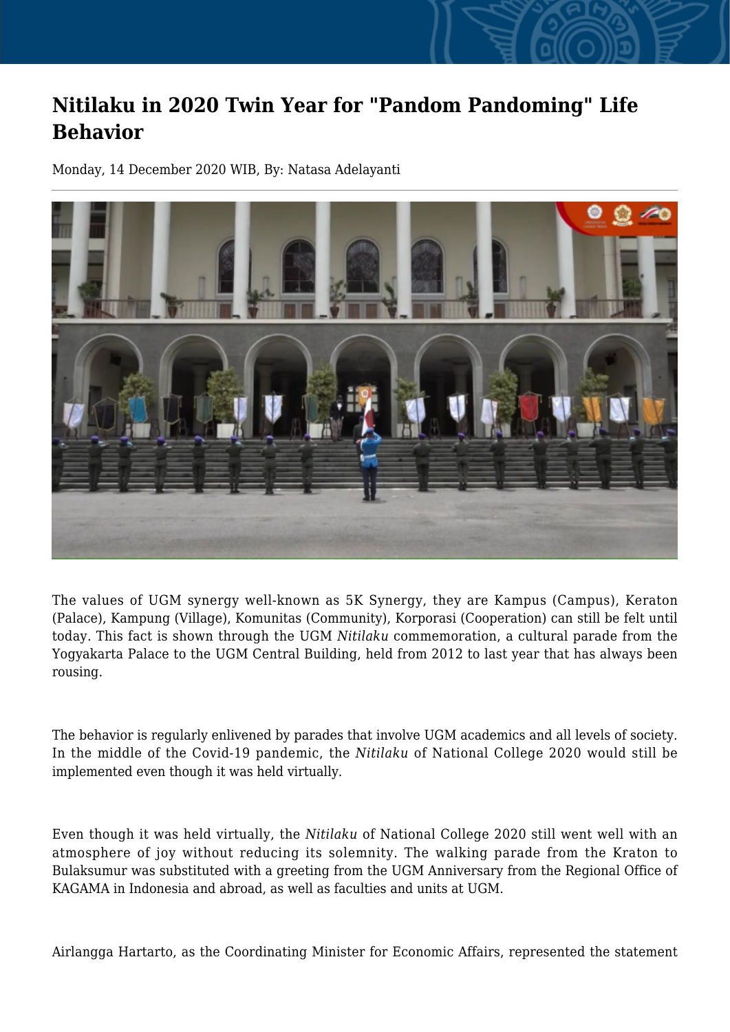# Nitilaku in 2020 Twin Year for "Pandom Pandoming" Life Behavior

Monday, 14 December 2020 WIB, By: Natasa Adelayanti

The values of UGM synergy well-known as 5K Synergy, they are Kampus (Campus), Keraton (Palace), Kampung (Village), Komunitas (Community), Korporasi (Cooperation) can still be felt until today. This fact is shown through the UGM *Nitilaku* commemoration, a cultural parade from the Yogyakarta Palace to the UGM Central Building, held from 2012 to last year that has always been rousing.

The behavior is regularly enlivened by parades that involve UGM academics and all levels of society. In the middle of the Covid-19 pandemic, the *Nitilaku* of National College 2020 would still be implemented even though it was held virtually.

Even though it was held virtually, the *Nitilaku* of National College 2020 still went well with an atmosphere of joy without reducing its solemnity. The walking parade from the Kraton to Bulaksumur was substituted with a greeting from the UGM Anniversary from the Regional Office of KAGAMA in Indonesia and abroad, as well as faculties and units at UGM.

Airlangga Hartarto, as the Coordinating Minister for Economic Affairs, represented the statement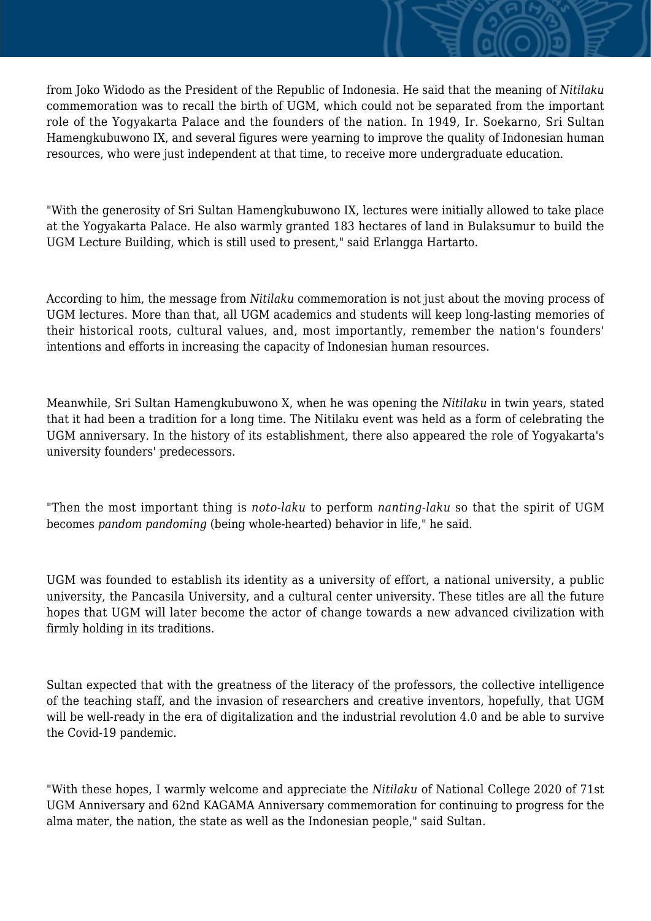from Joko Widodo as the President of the Republic of Indonesia. He said that the meaning of *Nitilaku* commemoration was to recall the birth of UGM, which could not be separated from the important role of the Yogyakarta Palace and the founders of the nation. In 1949, Ir. Soekarno, Sri Sultan Hamengkubuwono IX, and several figures were yearning to improve the quality of Indonesian human resources, who were just independent at that time, to receive more undergraduate education.

"With the generosity of Sri Sultan Hamengkubuwono IX, lectures were initially allowed to take place at the Yogyakarta Palace. He also warmly granted 183 hectares of land in Bulaksumur to build the UGM Lecture Building, which is still used to present," said Erlangga Hartarto.

According to him, the message from *Nitilaku* commemoration is not just about the moving process of UGM lectures. More than that, all UGM academics and students will keep long-lasting memories of their historical roots, cultural values, and, most importantly, remember the nation's founders' intentions and efforts in increasing the capacity of Indonesian human resources.

Meanwhile, Sri Sultan Hamengkubuwono X, when he was opening the *Nitilaku* in twin years, stated that it had been a tradition for a long time. The Nitilaku event was held as a form of celebrating the UGM anniversary. In the history of its establishment, there also appeared the role of Yogyakarta's university founders' predecessors.

"Then the most important thing is *noto-laku* to perform *nanting-laku* so that the spirit of UGM becomes *pandom pandoming* (being whole-hearted) behavior in life," he said.

UGM was founded to establish its identity as a university of effort, a national university, a public university, the Pancasila University, and a cultural center university. These titles are all the future hopes that UGM will later become the actor of change towards a new advanced civilization with firmly holding in its traditions.

Sultan expected that with the greatness of the literacy of the professors, the collective intelligence of the teaching staff, and the invasion of researchers and creative inventors, hopefully, that UGM will be well-ready in the era of digitalization and the industrial revolution 4.0 and be able to survive the Covid-19 pandemic.

"With these hopes, I warmly welcome and appreciate the *Nitilaku* of National College 2020 of 71st UGM Anniversary and 62nd KAGAMA Anniversary commemoration for continuing to progress for the alma mater, the nation, the state as well as the Indonesian people," said Sultan.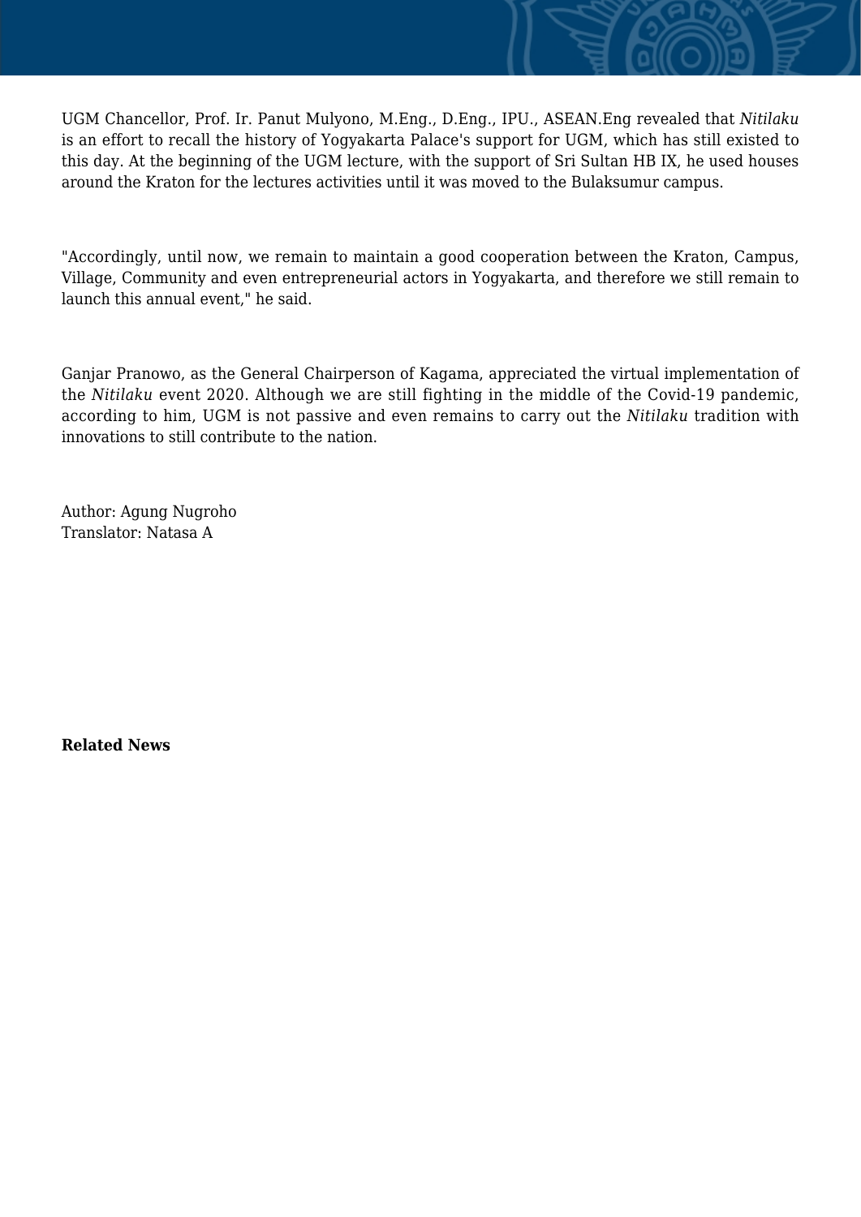UGM Chancellor, Prof. Ir. Panut Mulyono, M.Eng., D.Eng., IPU., ASEAN.Eng revealed that *Nitilaku* is an effort to recall the history of Yogyakarta Palace's support for UGM, which has still existed to this day. At the beginning of the UGM lecture, with the support of Sri Sultan HB IX, he used houses around the Kraton for the lectures activities until it was moved to the Bulaksumur campus.

"Accordingly, until now, we remain to maintain a good cooperation between the Kraton, Campus, Village, Community and even entrepreneurial actors in Yogyakarta, and therefore we still remain to launch this annual event," he said.

Ganjar Pranowo, as the General Chairperson of Kagama, appreciated the virtual implementation of the *Nitilaku* event 2020. Although we are still fighting in the middle of the Covid-19 pandemic, according to him, UGM is not passive and even remains to carry out the *Nitilaku* tradition with innovations to still contribute to the nation.

Author: Agung Nugroho
Translator: Natasa A

**Related News**